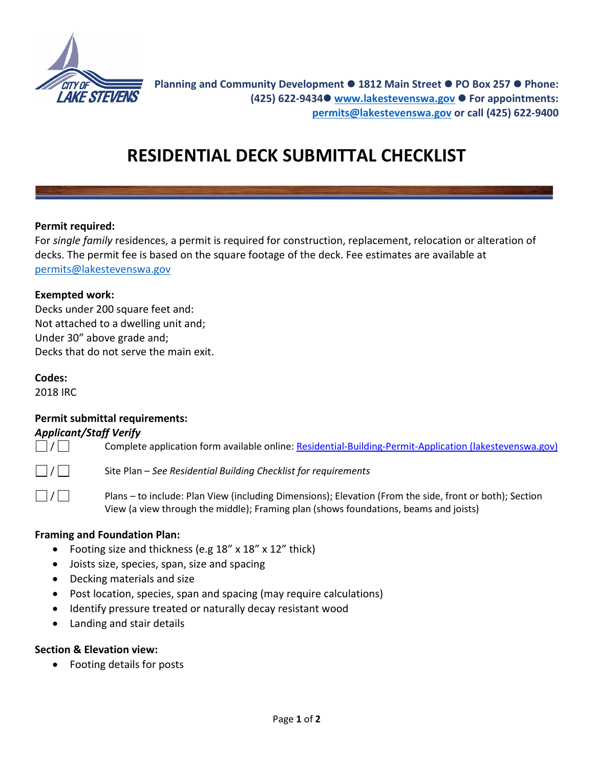Planning and Community Development ● 1812 Main Street ● PO Box 257 ● Phone: (425) 622-9434● www.lakestevenswa.gov ● For appointments: permits@lakestevenswa.gov or call (425) 622-9400

# RESIDENTIAL DECK SUBMITTAL CHECKLIST

**Permit required:**

For *single family* residences, a permit is required for construction, replacement, relocation or alteration of decks. The permit fee is based on the square footage of the deck. Fee estimates are available at permits@lakestevenswa.gov

**Exempted work:**

Decks under 200 square feet and:
Not attached to a dwelling unit and;
Under 30" above grade and;
Decks that do not serve the main exit.

**Codes:**

2018 IRC

**Permit submittal requirements:**

***Applicant/Staff Verify***

- ☐ / ☐ Complete application form available online: Residential-Building-Permit-Application (lakestevenswa.gov)
- ☐ / ☐ Site Plan – *See Residential Building Checklist for requirements*
- ☐ / ☐ Plans – to include: Plan View (including Dimensions); Elevation (From the side, front or both); Section View (a view through the middle); Framing plan (shows foundations, beams and joists)

**Framing and Foundation Plan:**

- Footing size and thickness (e.g 18" x 18" x 12" thick)
- Joists size, species, span, size and spacing
- Decking materials and size
- Post location, species, span and spacing (may require calculations)
- Identify pressure treated or naturally decay resistant wood
- Landing and stair details

**Section & Elevation view:**

- Footing details for posts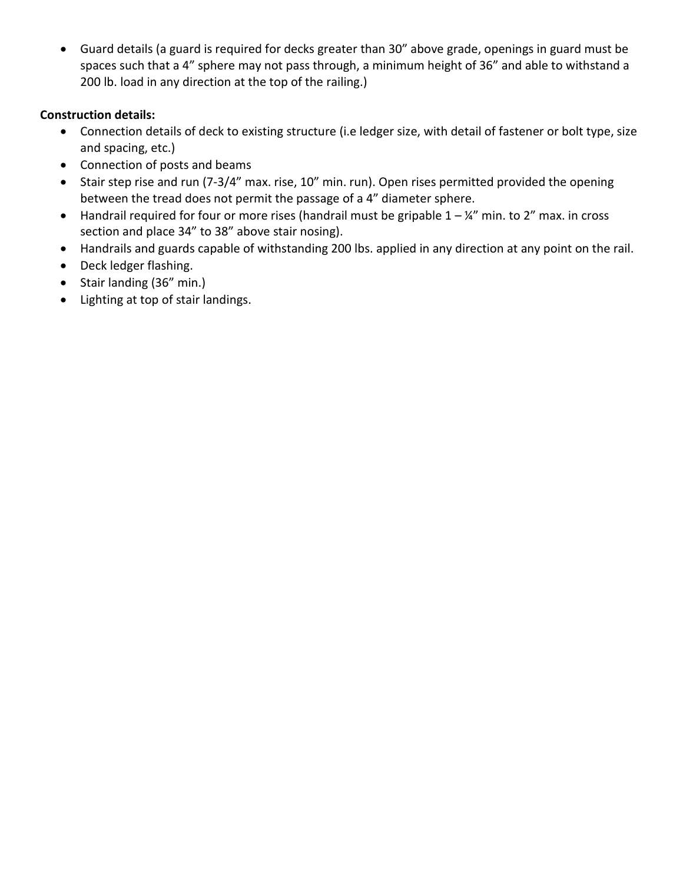- Guard details (a guard is required for decks greater than 30" above grade, openings in guard must be spaces such that a 4" sphere may not pass through, a minimum height of 36" and able to withstand a 200 lb. load in any direction at the top of the railing.)

**Construction details:**

- Connection details of deck to existing structure (i.e ledger size, with detail of fastener or bolt type, size and spacing, etc.)
- Connection of posts and beams
- Stair step rise and run (7-3/4" max. rise, 10" min. run). Open rises permitted provided the opening between the tread does not permit the passage of a 4" diameter sphere.
- Handrail required for four or more rises (handrail must be gripable 1 – ¼" min. to 2" max. in cross section and place 34" to 38" above stair nosing).
- Handrails and guards capable of withstanding 200 lbs. applied in any direction at any point on the rail.
- Deck ledger flashing.
- Stair landing (36" min.)
- Lighting at top of stair landings.